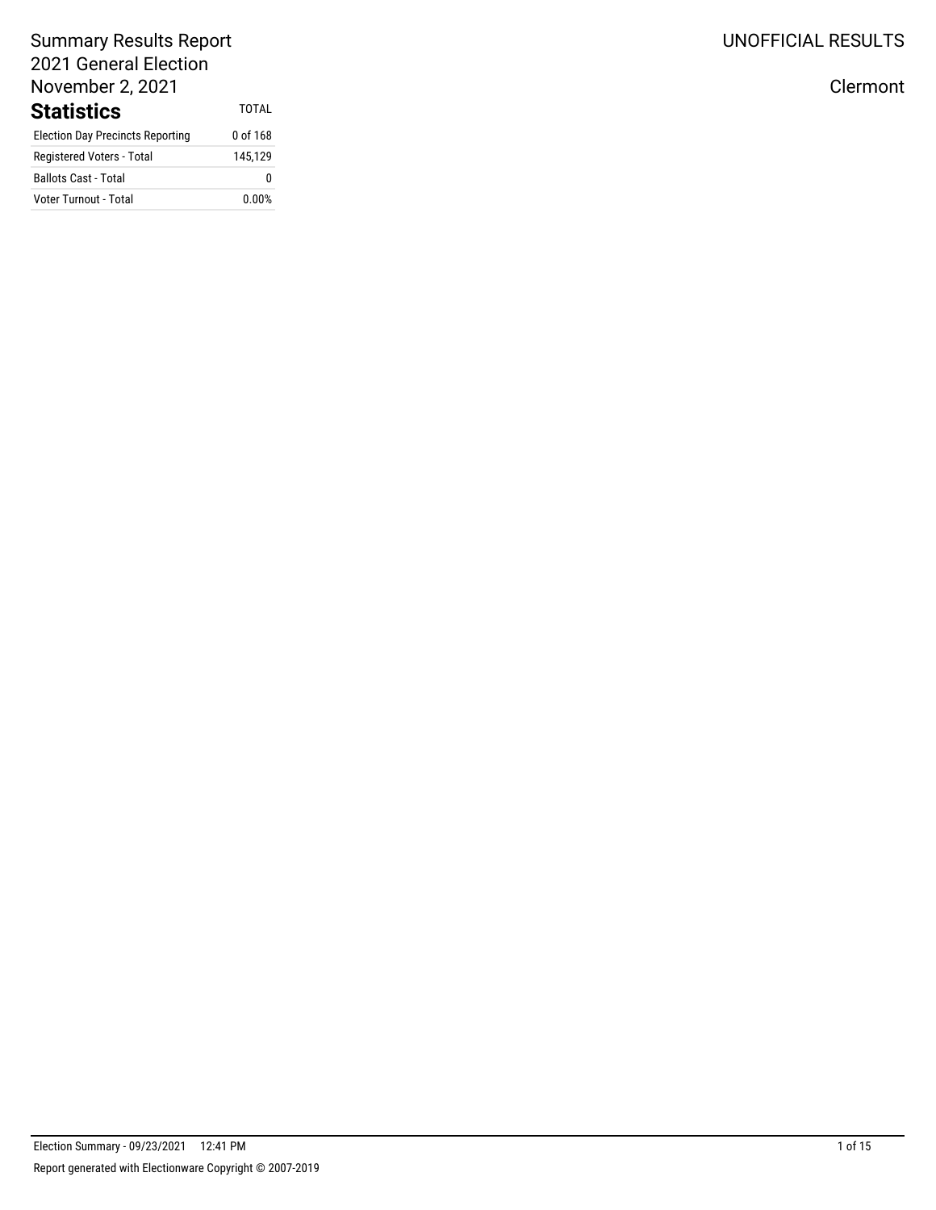Summary Results Report
2021 General Election
November 2, 2021

UNOFFICIAL RESULTS

Clermont

## Statistics

| | TOTAL |
|---|---|
| Election Day Precincts Reporting | 0 of 168 |
| Registered Voters - Total | 145,129 |
| Ballots Cast - Total | 0 |
| Voter Turnout - Total | 0.00% |

Election Summary - 09/23/2021 12:41 PM

Report generated with Electionware Copyright © 2007-2019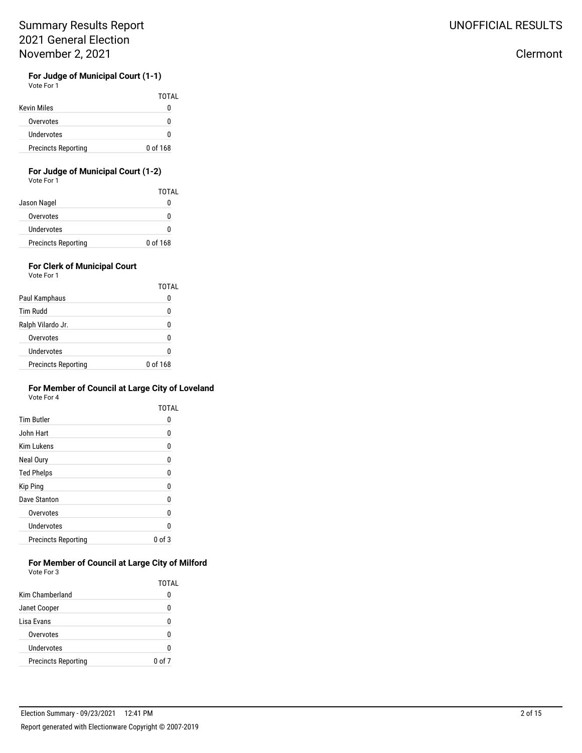### For Judge of Municipal Court (1-1)

Vote For 1

| | TOTAL |
|---|---|
| Kevin Miles | 0 |
| Overvotes | 0 |
| Undervotes | 0 |
| Precincts Reporting | 0 of 168 |

### For Judge of Municipal Court (1-2)

Vote For 1

| | TOTAL |
|---|---|
| Jason Nagel | 0 |
| Overvotes | 0 |
| Undervotes | 0 |
| Precincts Reporting | 0 of 168 |

### For Clerk of Municipal Court

Vote For 1

| | TOTAL |
|---|---|
| Paul Kamphaus | 0 |
| Tim Rudd | 0 |
| Ralph Vilardo Jr. | 0 |
| Overvotes | 0 |
| Undervotes | 0 |
| Precincts Reporting | 0 of 168 |

### For Member of Council at Large City of Loveland

Vote For 4

| | TOTAL |
|---|---|
| Tim Butler | 0 |
| John Hart | 0 |
| Kim Lukens | 0 |
| Neal Oury | 0 |
| Ted Phelps | 0 |
| Kip Ping | 0 |
| Dave Stanton | 0 |
| Overvotes | 0 |
| Undervotes | 0 |
| Precincts Reporting | 0 of 3 |

### For Member of Council at Large City of Milford

Vote For 3

| | TOTAL |
|---|---|
| Kim Chamberland | 0 |
| Janet Cooper | 0 |
| Lisa Evans | 0 |
| Overvotes | 0 |
| Undervotes | 0 |
| Precincts Reporting | 0 of 7 |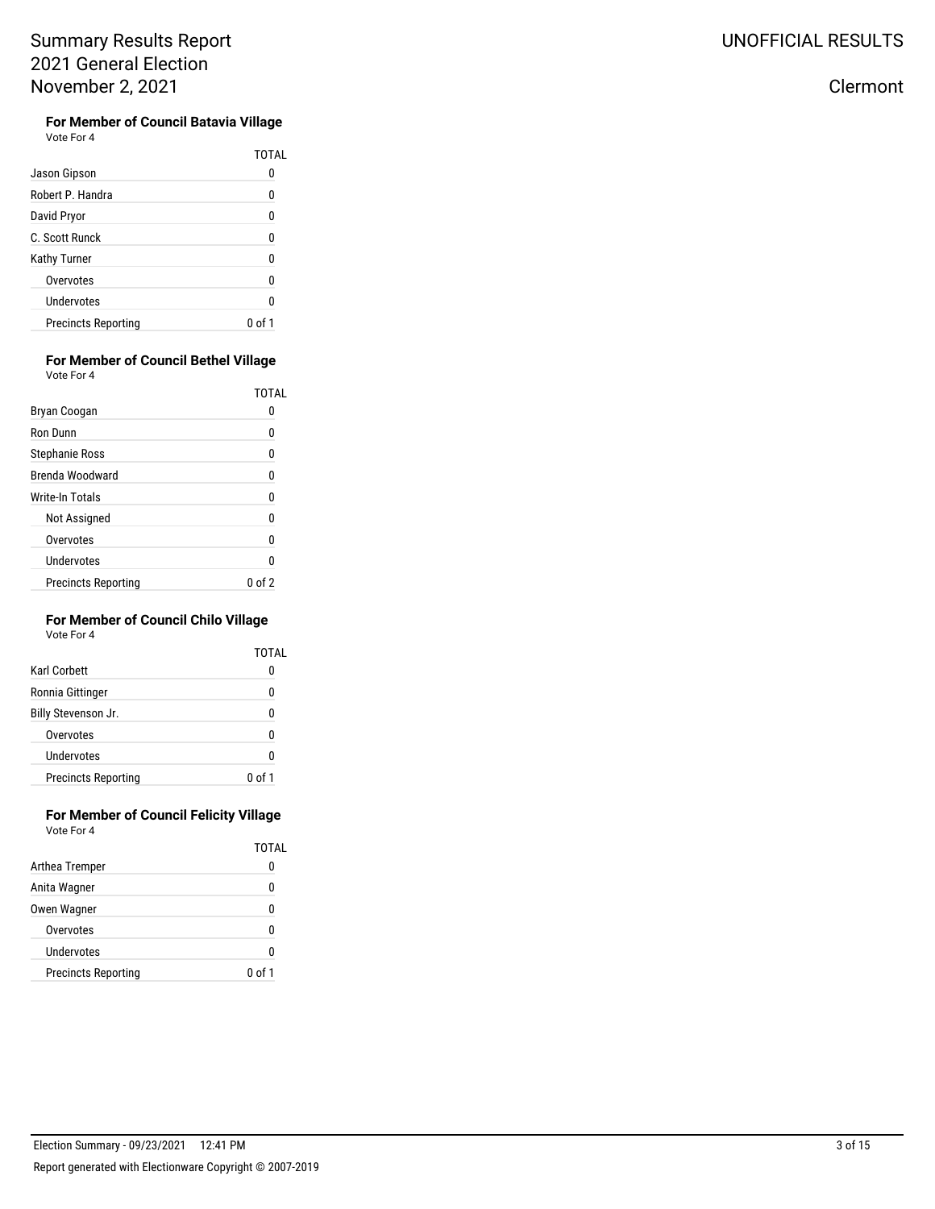#### For Member of Council Batavia Village

Vote For 4

| | TOTAL |
|---|---|
| Jason Gipson | 0 |
| Robert P. Handra | 0 |
| David Pryor | 0 |
| C. Scott Runck | 0 |
| Kathy Turner | 0 |
| Overvotes | 0 |
| Undervotes | 0 |
| Precincts Reporting | 0 of 1 |

#### For Member of Council Bethel Village

Vote For 4

| | TOTAL |
|---|---|
| Bryan Coogan | 0 |
| Ron Dunn | 0 |
| Stephanie Ross | 0 |
| Brenda Woodward | 0 |
| Write-In Totals | 0 |
| Not Assigned | 0 |
| Overvotes | 0 |
| Undervotes | 0 |
| Precincts Reporting | 0 of 2 |

#### For Member of Council Chilo Village

Vote For 4

| | TOTAL |
|---|---|
| Karl Corbett | 0 |
| Ronnia Gittinger | 0 |
| Billy Stevenson Jr. | 0 |
| Overvotes | 0 |
| Undervotes | 0 |
| Precincts Reporting | 0 of 1 |

#### For Member of Council Felicity Village

Vote For 4

| | TOTAL |
|---|---|
| Arthea Tremper | 0 |
| Anita Wagner | 0 |
| Owen Wagner | 0 |
| Overvotes | 0 |
| Undervotes | 0 |
| Precincts Reporting | 0 of 1 |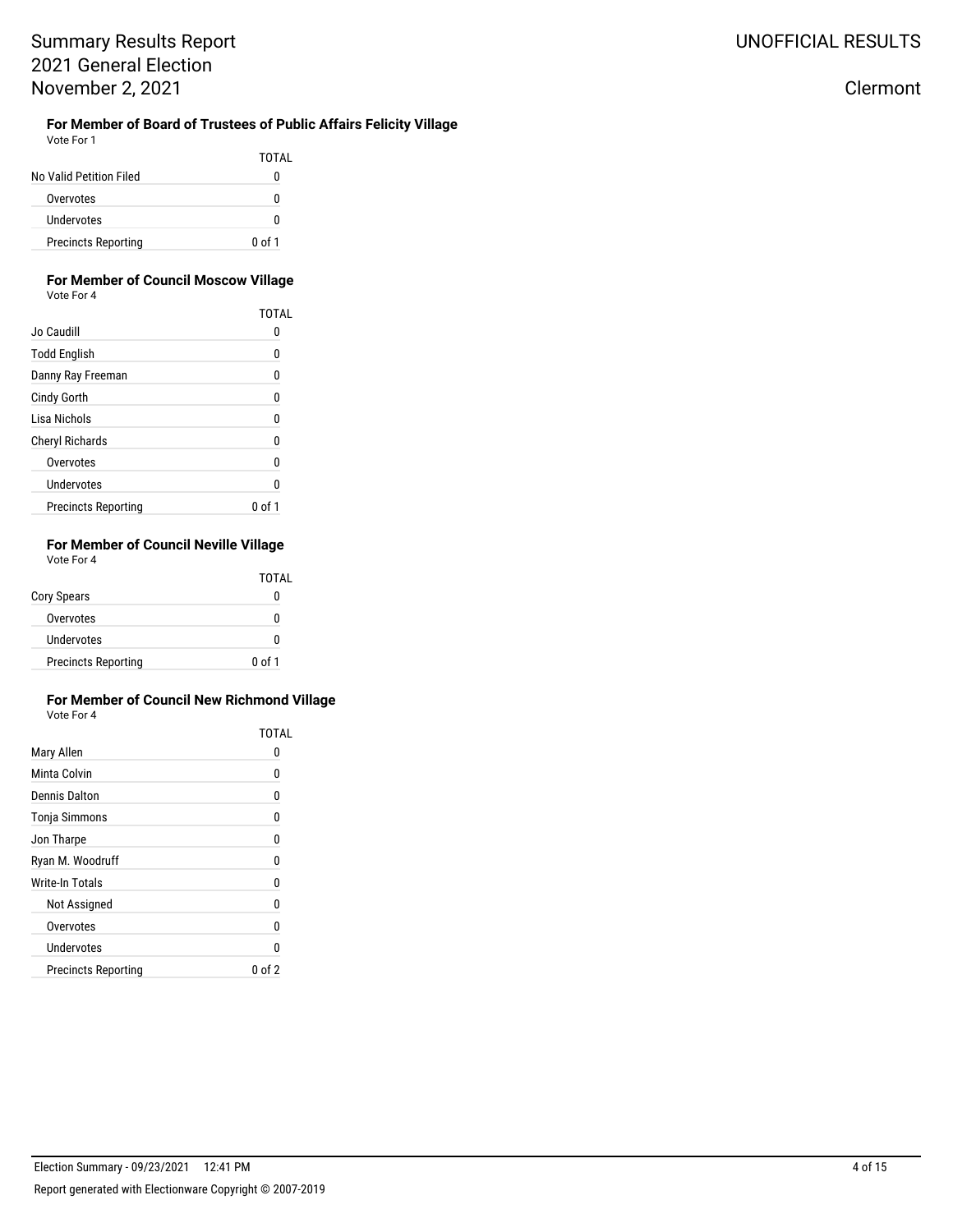### For Member of Board of Trustees of Public Affairs Felicity Village

Vote For 1

| | TOTAL |
|---|---|
| No Valid Petition Filed | 0 |
| Overvotes | 0 |
| Undervotes | 0 |
| Precincts Reporting | 0 of 1 |

### For Member of Council Moscow Village

Vote For 4

| | TOTAL |
|---|---|
| Jo Caudill | 0 |
| Todd English | 0 |
| Danny Ray Freeman | 0 |
| Cindy Gorth | 0 |
| Lisa Nichols | 0 |
| Cheryl Richards | 0 |
| Overvotes | 0 |
| Undervotes | 0 |
| Precincts Reporting | 0 of 1 |

### For Member of Council Neville Village

Vote For 4

| | TOTAL |
|---|---|
| Cory Spears | 0 |
| Overvotes | 0 |
| Undervotes | 0 |
| Precincts Reporting | 0 of 1 |

### For Member of Council New Richmond Village

Vote For 4

| | TOTAL |
|---|---|
| Mary Allen | 0 |
| Minta Colvin | 0 |
| Dennis Dalton | 0 |
| Tonja Simmons | 0 |
| Jon Tharpe | 0 |
| Ryan M. Woodruff | 0 |
| Write-In Totals | 0 |
| Not Assigned | 0 |
| Overvotes | 0 |
| Undervotes | 0 |
| Precincts Reporting | 0 of 2 |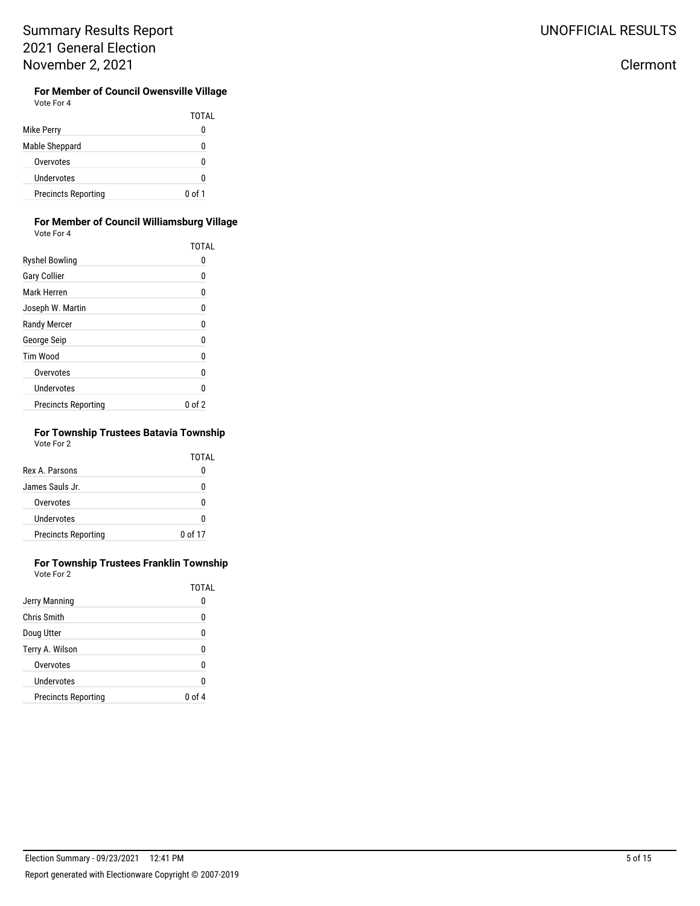### For Member of Council Owensville Village

Vote For 4

| | TOTAL |
|---|---|
| Mike Perry | 0 |
| Mable Sheppard | 0 |
| Overvotes | 0 |
| Undervotes | 0 |
| Precincts Reporting | 0 of 1 |

### For Member of Council Williamsburg Village

Vote For 4

| | TOTAL |
|---|---|
| Ryshel Bowling | 0 |
| Gary Collier | 0 |
| Mark Herren | 0 |
| Joseph W. Martin | 0 |
| Randy Mercer | 0 |
| George Seip | 0 |
| Tim Wood | 0 |
| Overvotes | 0 |
| Undervotes | 0 |
| Precincts Reporting | 0 of 2 |

### For Township Trustees Batavia Township

Vote For 2

| | TOTAL |
|---|---|
| Rex A. Parsons | 0 |
| James Sauls Jr. | 0 |
| Overvotes | 0 |
| Undervotes | 0 |
| Precincts Reporting | 0 of 17 |

### For Township Trustees Franklin Township

Vote For 2

| | TOTAL |
|---|---|
| Jerry Manning | 0 |
| Chris Smith | 0 |
| Doug Utter | 0 |
| Terry A. Wilson | 0 |
| Overvotes | 0 |
| Undervotes | 0 |
| Precincts Reporting | 0 of 4 |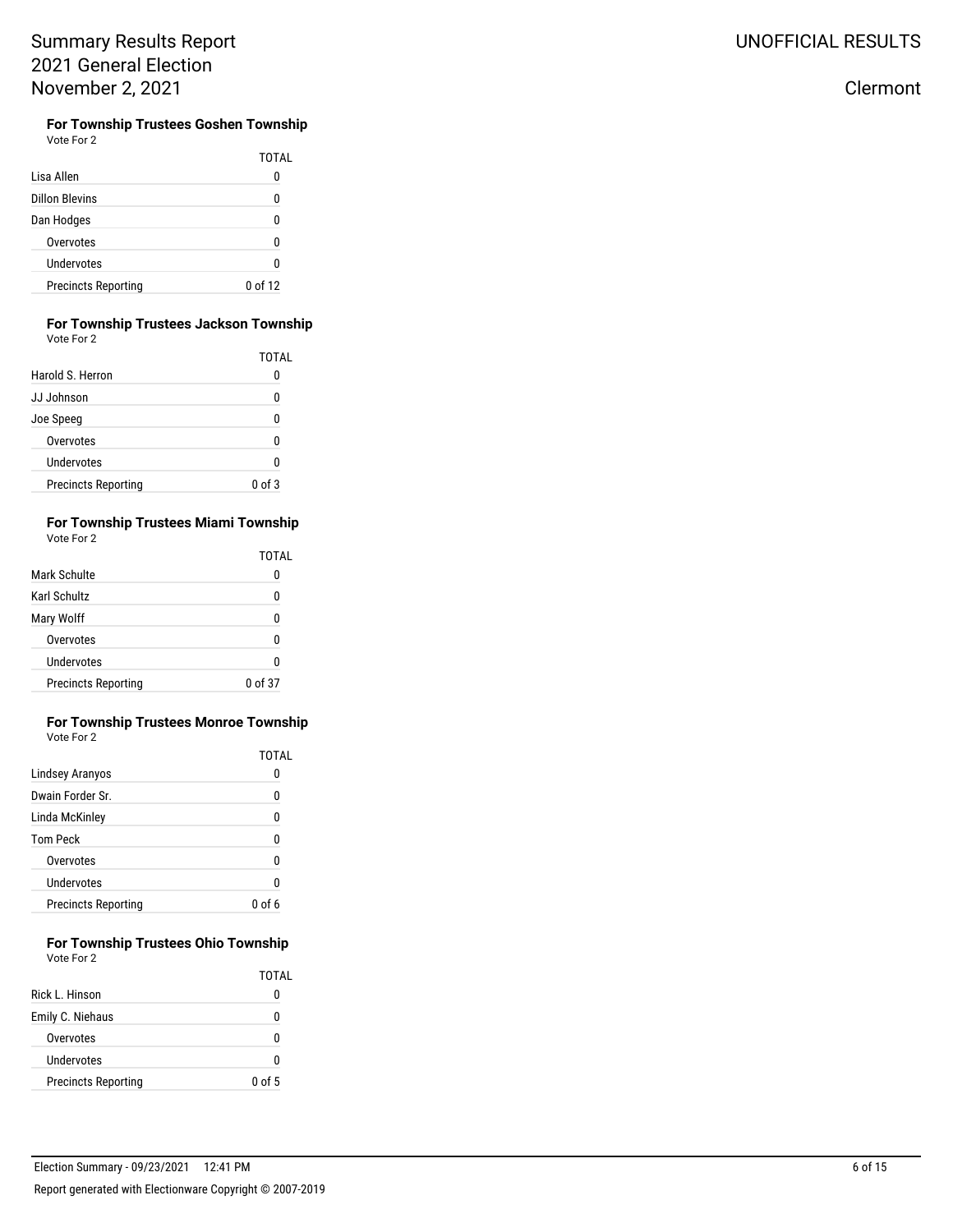# Summary Results Report
# 2021 General Election
# November 2, 2021

UNOFFICIAL RESULTS

Clermont

### For Township Trustees Goshen Township

Vote For 2

| | TOTAL |
|---|---|
| Lisa Allen | 0 |
| Dillon Blevins | 0 |
| Dan Hodges | 0 |
| Overvotes | 0 |
| Undervotes | 0 |
| Precincts Reporting | 0 of 12 |

### For Township Trustees Jackson Township

Vote For 2

| | TOTAL |
|---|---|
| Harold S. Herron | 0 |
| JJ Johnson | 0 |
| Joe Speeg | 0 |
| Overvotes | 0 |
| Undervotes | 0 |
| Precincts Reporting | 0 of 3 |

### For Township Trustees Miami Township

Vote For 2

| | TOTAL |
|---|---|
| Mark Schulte | 0 |
| Karl Schultz | 0 |
| Mary Wolff | 0 |
| Overvotes | 0 |
| Undervotes | 0 |
| Precincts Reporting | 0 of 37 |

### For Township Trustees Monroe Township

Vote For 2

| | TOTAL |
|---|---|
| Lindsey Aranyos | 0 |
| Dwain Forder Sr. | 0 |
| Linda McKinley | 0 |
| Tom Peck | 0 |
| Overvotes | 0 |
| Undervotes | 0 |
| Precincts Reporting | 0 of 6 |

### For Township Trustees Ohio Township

Vote For 2

| | TOTAL |
|---|---|
| Rick L. Hinson | 0 |
| Emily C. Niehaus | 0 |
| Overvotes | 0 |
| Undervotes | 0 |
| Precincts Reporting | 0 of 5 |

Election Summary - 09/23/2021 12:41 PM

Report generated with Electionware Copyright © 2007-2019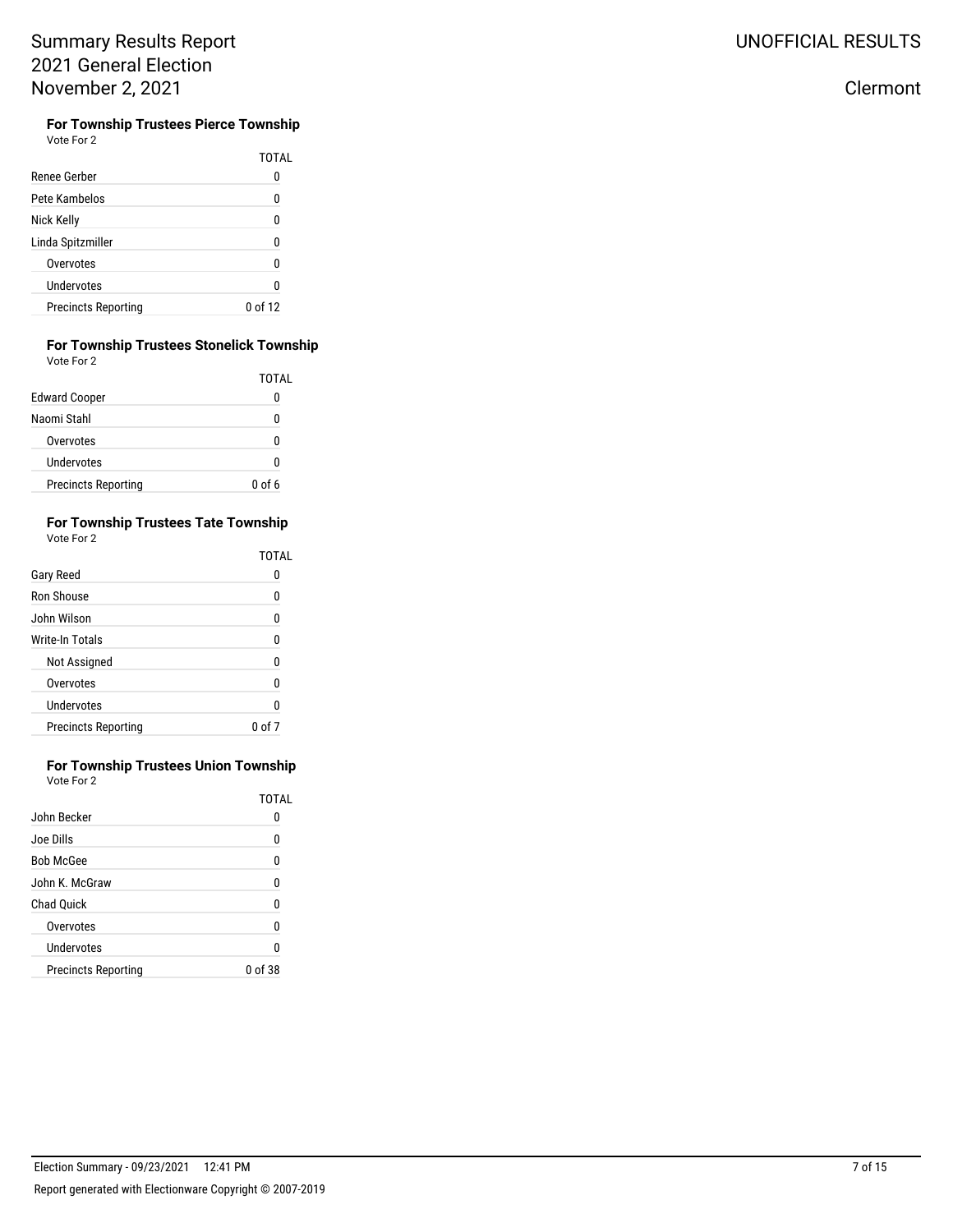### For Township Trustees Pierce Township

Vote For 2

| | TOTAL |
|---|---|
| Renee Gerber | 0 |
| Pete Kambelos | 0 |
| Nick Kelly | 0 |
| Linda Spitzmiller | 0 |
| Overvotes | 0 |
| Undervotes | 0 |
| Precincts Reporting | 0 of 12 |

### For Township Trustees Stonelick Township

Vote For 2

| | TOTAL |
|---|---|
| Edward Cooper | 0 |
| Naomi Stahl | 0 |
| Overvotes | 0 |
| Undervotes | 0 |
| Precincts Reporting | 0 of 6 |

### For Township Trustees Tate Township

Vote For 2

| | TOTAL |
|---|---|
| Gary Reed | 0 |
| Ron Shouse | 0 |
| John Wilson | 0 |
| Write-In Totals | 0 |
| Not Assigned | 0 |
| Overvotes | 0 |
| Undervotes | 0 |
| Precincts Reporting | 0 of 7 |

### For Township Trustees Union Township

Vote For 2

| | TOTAL |
|---|---|
| John Becker | 0 |
| Joe Dills | 0 |
| Bob McGee | 0 |
| John K. McGraw | 0 |
| Chad Quick | 0 |
| Overvotes | 0 |
| Undervotes | 0 |
| Precincts Reporting | 0 of 38 |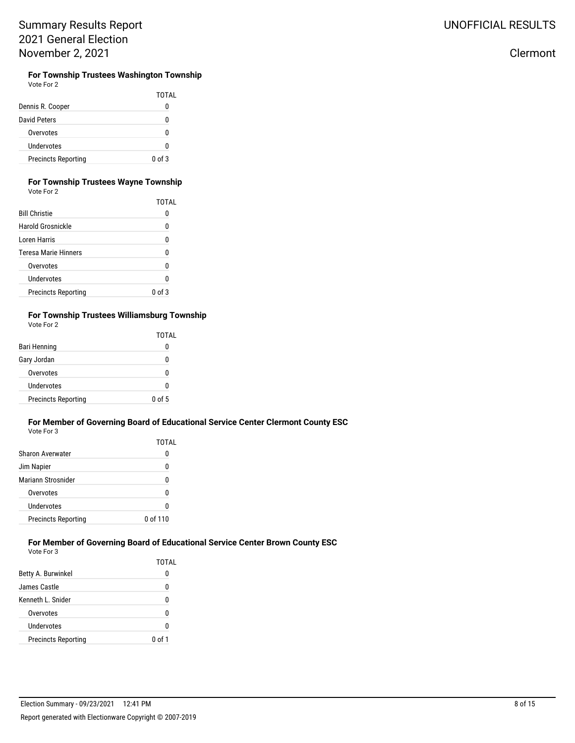# Summary Results Report
# 2021 General Election
# November 2, 2021

UNOFFICIAL RESULTS

Clermont

### For Township Trustees Washington Township

Vote For 2

| | TOTAL |
|---|---|
| Dennis R. Cooper | 0 |
| David Peters | 0 |
| Overvotes | 0 |
| Undervotes | 0 |
| Precincts Reporting | 0 of 3 |

### For Township Trustees Wayne Township

Vote For 2

| | TOTAL |
|---|---|
| Bill Christie | 0 |
| Harold Grosnickle | 0 |
| Loren Harris | 0 |
| Teresa Marie Hinners | 0 |
| Overvotes | 0 |
| Undervotes | 0 |
| Precincts Reporting | 0 of 3 |

### For Township Trustees Williamsburg Township

Vote For 2

| | TOTAL |
|---|---|
| Bari Henning | 0 |
| Gary Jordan | 0 |
| Overvotes | 0 |
| Undervotes | 0 |
| Precincts Reporting | 0 of 5 |

### For Member of Governing Board of Educational Service Center Clermont County ESC

Vote For 3

| | TOTAL |
|---|---|
| Sharon Averwater | 0 |
| Jim Napier | 0 |
| Mariann Strosnider | 0 |
| Overvotes | 0 |
| Undervotes | 0 |
| Precincts Reporting | 0 of 110 |

### For Member of Governing Board of Educational Service Center Brown County ESC

Vote For 3

| | TOTAL |
|---|---|
| Betty A. Burwinkel | 0 |
| James Castle | 0 |
| Kenneth L. Snider | 0 |
| Overvotes | 0 |
| Undervotes | 0 |
| Precincts Reporting | 0 of 1 |

Election Summary - 09/23/2021 12:41 PM

Report generated with Electionware Copyright © 2007-2019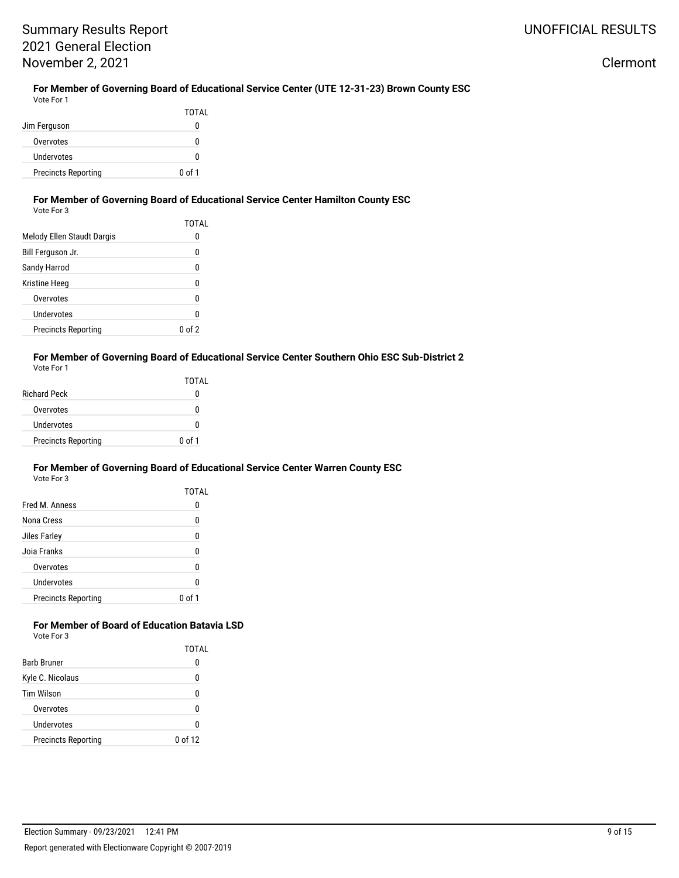### For Member of Governing Board of Educational Service Center (UTE 12-31-23) Brown County ESC

Vote For 1

| | TOTAL |
|---|---|
| Jim Ferguson | 0 |
| Overvotes | 0 |
| Undervotes | 0 |
| Precincts Reporting | 0 of 1 |

### For Member of Governing Board of Educational Service Center Hamilton County ESC

Vote For 3

| | TOTAL |
|---|---|
| Melody Ellen Staudt Dargis | 0 |
| Bill Ferguson Jr. | 0 |
| Sandy Harrod | 0 |
| Kristine Heeg | 0 |
| Overvotes | 0 |
| Undervotes | 0 |
| Precincts Reporting | 0 of 2 |

### For Member of Governing Board of Educational Service Center Southern Ohio ESC Sub-District 2

Vote For 1

| | TOTAL |
|---|---|
| Richard Peck | 0 |
| Overvotes | 0 |
| Undervotes | 0 |
| Precincts Reporting | 0 of 1 |

### For Member of Governing Board of Educational Service Center Warren County ESC

Vote For 3

| | TOTAL |
|---|---|
| Fred M. Anness | 0 |
| Nona Cress | 0 |
| Jiles Farley | 0 |
| Joia Franks | 0 |
| Overvotes | 0 |
| Undervotes | 0 |
| Precincts Reporting | 0 of 1 |

### For Member of Board of Education Batavia LSD

Vote For 3

| | TOTAL |
|---|---|
| Barb Bruner | 0 |
| Kyle C. Nicolaus | 0 |
| Tim Wilson | 0 |
| Overvotes | 0 |
| Undervotes | 0 |
| Precincts Reporting | 0 of 12 |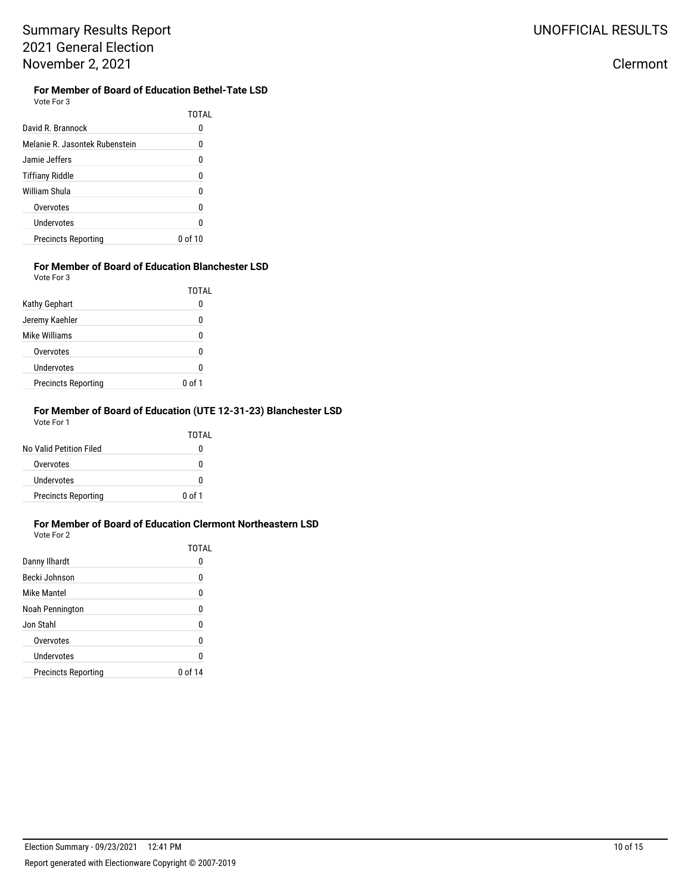**For Member of Board of Education Bethel-Tate LSD**

Vote For 3

| | TOTAL |
|---|---|
| David R. Brannock | 0 |
| Melanie R. Jasontek Rubenstein | 0 |
| Jamie Jeffers | 0 |
| Tiffiany Riddle | 0 |
| William Shula | 0 |
| Overvotes | 0 |
| Undervotes | 0 |
| Precincts Reporting | 0 of 10 |

**For Member of Board of Education Blanchester LSD**

Vote For 3

| | TOTAL |
|---|---|
| Kathy Gephart | 0 |
| Jeremy Kaehler | 0 |
| Mike Williams | 0 |
| Overvotes | 0 |
| Undervotes | 0 |
| Precincts Reporting | 0 of 1 |

**For Member of Board of Education (UTE 12-31-23) Blanchester LSD**

Vote For 1

| | TOTAL |
|---|---|
| No Valid Petition Filed | 0 |
| Overvotes | 0 |
| Undervotes | 0 |
| Precincts Reporting | 0 of 1 |

**For Member of Board of Education Clermont Northeastern LSD**

Vote For 2

| | TOTAL |
|---|---|
| Danny Ilhardt | 0 |
| Becki Johnson | 0 |
| Mike Mantel | 0 |
| Noah Pennington | 0 |
| Jon Stahl | 0 |
| Overvotes | 0 |
| Undervotes | 0 |
| Precincts Reporting | 0 of 14 |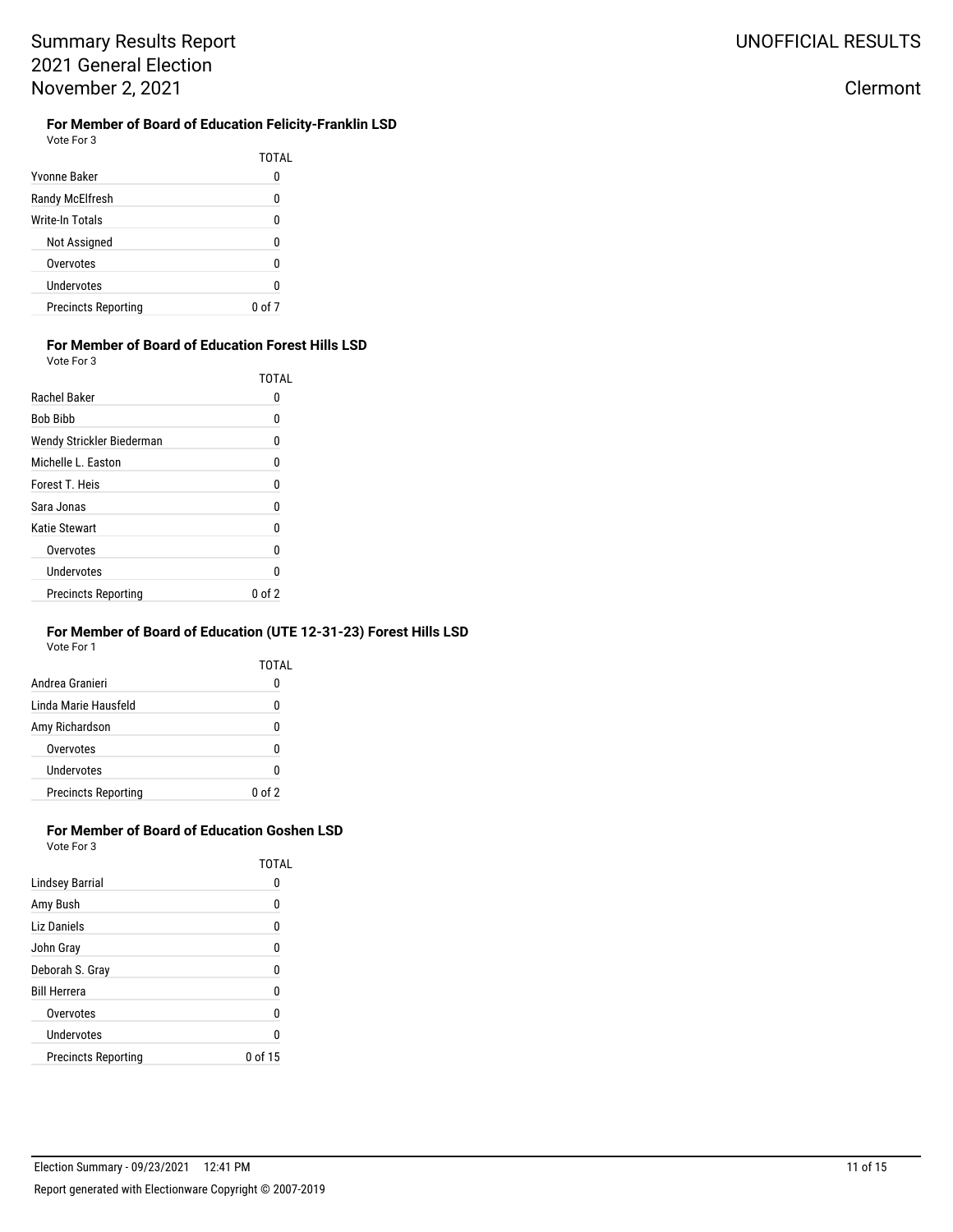# Summary Results Report
# 2021 General Election
# November 2, 2021

UNOFFICIAL RESULTS

Clermont

### For Member of Board of Education Felicity-Franklin LSD

Vote For 3

| | TOTAL |
|---|---|
| Yvonne Baker | 0 |
| Randy McElfresh | 0 |
| Write-In Totals | 0 |
| Not Assigned | 0 |
| Overvotes | 0 |
| Undervotes | 0 |
| Precincts Reporting | 0 of 7 |

### For Member of Board of Education Forest Hills LSD

Vote For 3

| | TOTAL |
|---|---|
| Rachel Baker | 0 |
| Bob Bibb | 0 |
| Wendy Strickler Biederman | 0 |
| Michelle L. Easton | 0 |
| Forest T. Heis | 0 |
| Sara Jonas | 0 |
| Katie Stewart | 0 |
| Overvotes | 0 |
| Undervotes | 0 |
| Precincts Reporting | 0 of 2 |

### For Member of Board of Education (UTE 12-31-23) Forest Hills LSD

Vote For 1

| | TOTAL |
|---|---|
| Andrea Granieri | 0 |
| Linda Marie Hausfeld | 0 |
| Amy Richardson | 0 |
| Overvotes | 0 |
| Undervotes | 0 |
| Precincts Reporting | 0 of 2 |

### For Member of Board of Education Goshen LSD

Vote For 3

| | TOTAL |
|---|---|
| Lindsey Barrial | 0 |
| Amy Bush | 0 |
| Liz Daniels | 0 |
| John Gray | 0 |
| Deborah S. Gray | 0 |
| Bill Herrera | 0 |
| Overvotes | 0 |
| Undervotes | 0 |
| Precincts Reporting | 0 of 15 |

Election Summary - 09/23/2021 12:41 PM

Report generated with Electionware Copyright © 2007-2019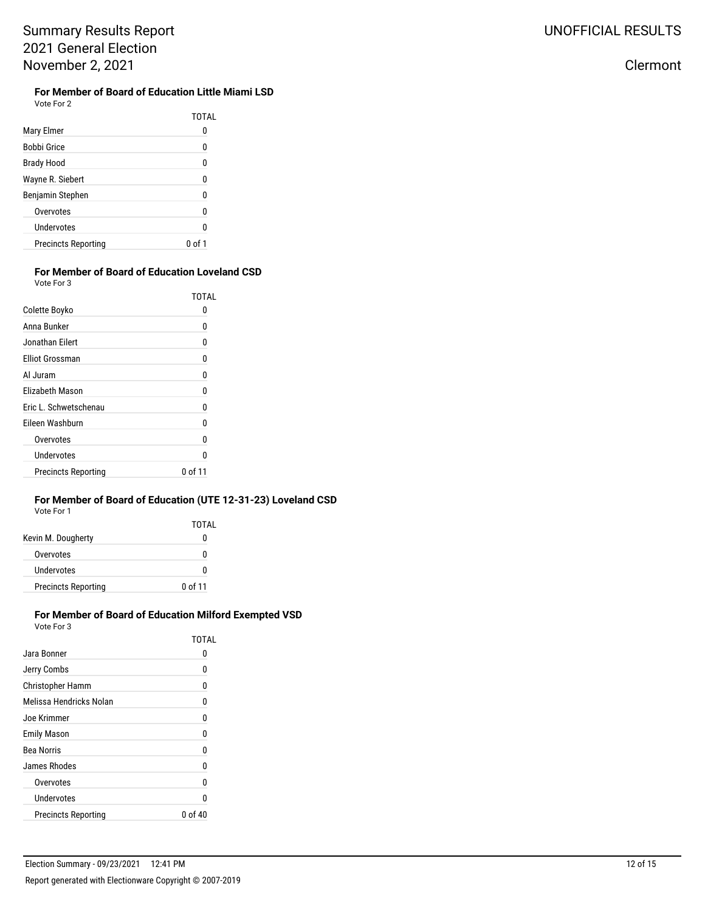### For Member of Board of Education Little Miami LSD

Vote For 2

| | TOTAL |
|---|---|
| Mary Elmer | 0 |
| Bobbi Grice | 0 |
| Brady Hood | 0 |
| Wayne R. Siebert | 0 |
| Benjamin Stephen | 0 |
| Overvotes | 0 |
| Undervotes | 0 |
| Precincts Reporting | 0 of 1 |

### For Member of Board of Education Loveland CSD

Vote For 3

| | TOTAL |
|---|---|
| Colette Boyko | 0 |
| Anna Bunker | 0 |
| Jonathan Eilert | 0 |
| Elliot Grossman | 0 |
| Al Juram | 0 |
| Elizabeth Mason | 0 |
| Eric L. Schwetschenau | 0 |
| Eileen Washburn | 0 |
| Overvotes | 0 |
| Undervotes | 0 |
| Precincts Reporting | 0 of 11 |

### For Member of Board of Education (UTE 12-31-23) Loveland CSD

Vote For 1

| | TOTAL |
|---|---|
| Kevin M. Dougherty | 0 |
| Overvotes | 0 |
| Undervotes | 0 |
| Precincts Reporting | 0 of 11 |

### For Member of Board of Education Milford Exempted VSD

Vote For 3

| | TOTAL |
|---|---|
| Jara Bonner | 0 |
| Jerry Combs | 0 |
| Christopher Hamm | 0 |
| Melissa Hendricks Nolan | 0 |
| Joe Krimmer | 0 |
| Emily Mason | 0 |
| Bea Norris | 0 |
| James Rhodes | 0 |
| Overvotes | 0 |
| Undervotes | 0 |
| Precincts Reporting | 0 of 40 |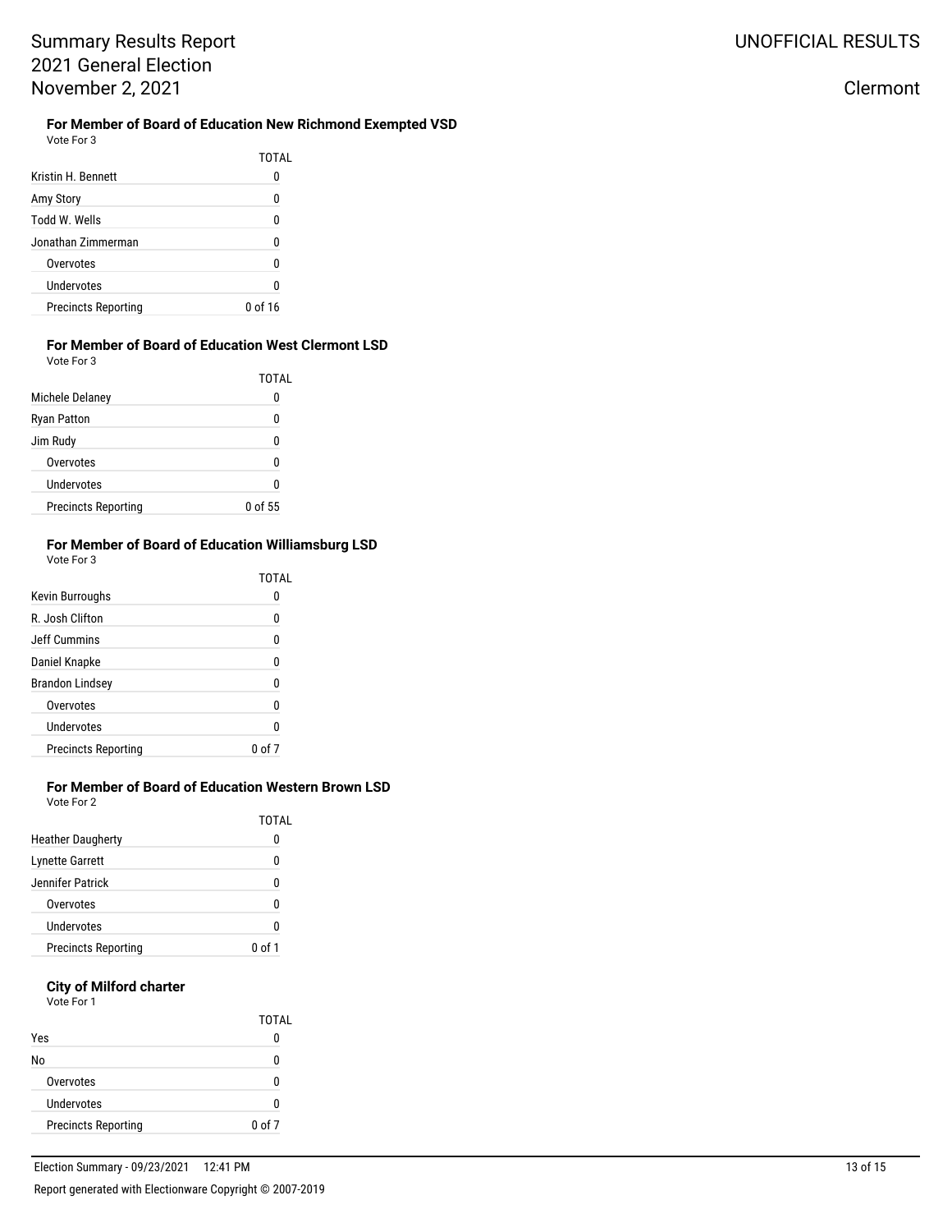### For Member of Board of Education New Richmond Exempted VSD

Vote For 3

| | TOTAL |
|---|---|
| Kristin H. Bennett | 0 |
| Amy Story | 0 |
| Todd W. Wells | 0 |
| Jonathan Zimmerman | 0 |
| Overvotes | 0 |
| Undervotes | 0 |
| Precincts Reporting | 0 of 16 |

### For Member of Board of Education West Clermont LSD

Vote For 3

| | TOTAL |
|---|---|
| Michele Delaney | 0 |
| Ryan Patton | 0 |
| Jim Rudy | 0 |
| Overvotes | 0 |
| Undervotes | 0 |
| Precincts Reporting | 0 of 55 |

### For Member of Board of Education Williamsburg LSD

Vote For 3

| | TOTAL |
|---|---|
| Kevin Burroughs | 0 |
| R. Josh Clifton | 0 |
| Jeff Cummins | 0 |
| Daniel Knapke | 0 |
| Brandon Lindsey | 0 |
| Overvotes | 0 |
| Undervotes | 0 |
| Precincts Reporting | 0 of 7 |

### For Member of Board of Education Western Brown LSD

Vote For 2

| | TOTAL |
|---|---|
| Heather Daugherty | 0 |
| Lynette Garrett | 0 |
| Jennifer Patrick | 0 |
| Overvotes | 0 |
| Undervotes | 0 |
| Precincts Reporting | 0 of 1 |

### City of Milford charter

Vote For 1

| | TOTAL |
|---|---|
| Yes | 0 |
| No | 0 |
| Overvotes | 0 |
| Undervotes | 0 |
| Precincts Reporting | 0 of 7 |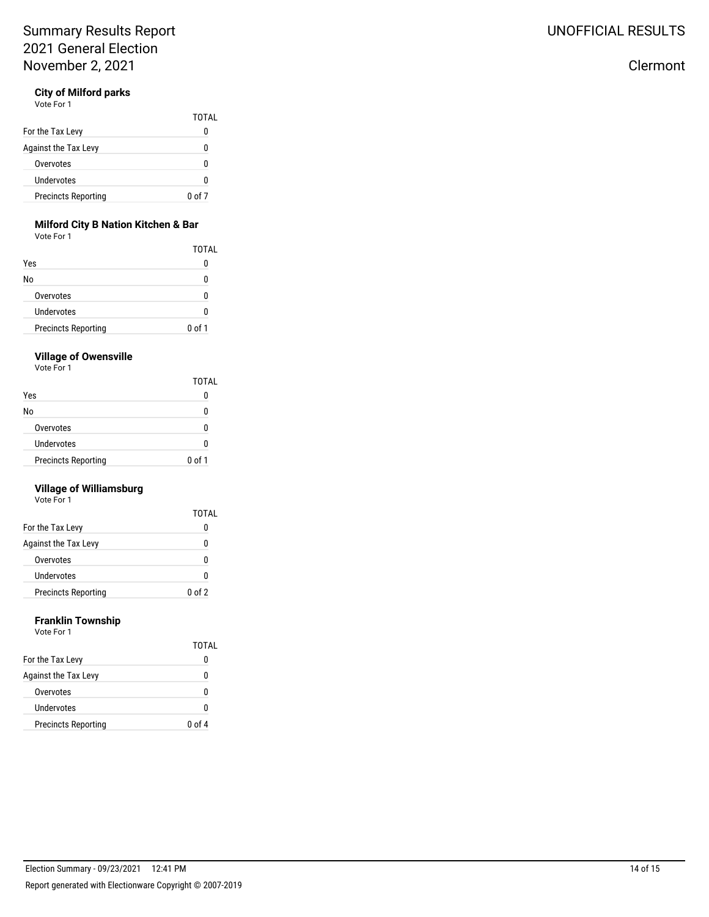# Summary Results Report
# 2021 General Election
# November 2, 2021

UNOFFICIAL RESULTS

Clermont

### City of Milford parks

Vote For 1

| | TOTAL |
|---|---|
| For the Tax Levy | 0 |
| Against the Tax Levy | 0 |
| Overvotes | 0 |
| Undervotes | 0 |
| Precincts Reporting | 0 of 7 |

### Milford City B Nation Kitchen & Bar

Vote For 1

| | TOTAL |
|---|---|
| Yes | 0 |
| No | 0 |
| Overvotes | 0 |
| Undervotes | 0 |
| Precincts Reporting | 0 of 1 |

### Village of Owensville

Vote For 1

| | TOTAL |
|---|---|
| Yes | 0 |
| No | 0 |
| Overvotes | 0 |
| Undervotes | 0 |
| Precincts Reporting | 0 of 1 |

### Village of Williamsburg

Vote For 1

| | TOTAL |
|---|---|
| For the Tax Levy | 0 |
| Against the Tax Levy | 0 |
| Overvotes | 0 |
| Undervotes | 0 |
| Precincts Reporting | 0 of 2 |

### Franklin Township

Vote For 1

| | TOTAL |
|---|---|
| For the Tax Levy | 0 |
| Against the Tax Levy | 0 |
| Overvotes | 0 |
| Undervotes | 0 |
| Precincts Reporting | 0 of 4 |

Election Summary - 09/23/2021 12:41 PM

Report generated with Electionware Copyright © 2007-2019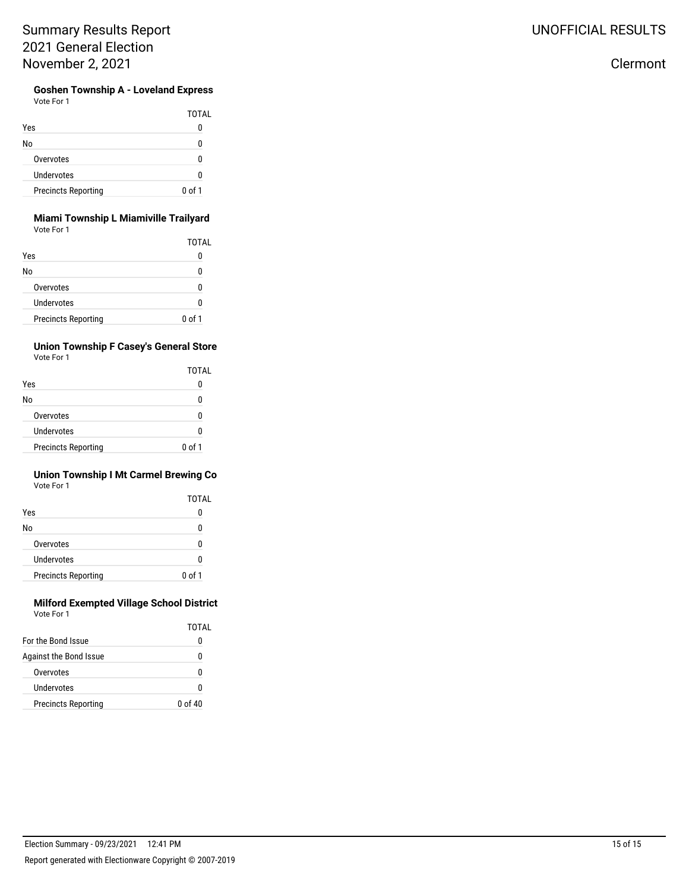# Summary Results Report
## 2021 General Election
## November 2, 2021

UNOFFICIAL RESULTS

Clermont

### Goshen Township A - Loveland Express

Vote For 1

| | TOTAL |
|---|---|
| Yes | 0 |
| No | 0 |
| Overvotes | 0 |
| Undervotes | 0 |
| Precincts Reporting | 0 of 1 |

### Miami Township L Miamiville Trailyard

Vote For 1

| | TOTAL |
|---|---|
| Yes | 0 |
| No | 0 |
| Overvotes | 0 |
| Undervotes | 0 |
| Precincts Reporting | 0 of 1 |

### Union Township F Casey's General Store

Vote For 1

| | TOTAL |
|---|---|
| Yes | 0 |
| No | 0 |
| Overvotes | 0 |
| Undervotes | 0 |
| Precincts Reporting | 0 of 1 |

### Union Township I Mt Carmel Brewing Co

Vote For 1

| | TOTAL |
|---|---|
| Yes | 0 |
| No | 0 |
| Overvotes | 0 |
| Undervotes | 0 |
| Precincts Reporting | 0 of 1 |

### Milford Exempted Village School District

Vote For 1

| | TOTAL |
|---|---|
| For the Bond Issue | 0 |
| Against the Bond Issue | 0 |
| Overvotes | 0 |
| Undervotes | 0 |
| Precincts Reporting | 0 of 40 |

Election Summary - 09/23/2021 12:41 PM

Report generated with Electionware Copyright © 2007-2019